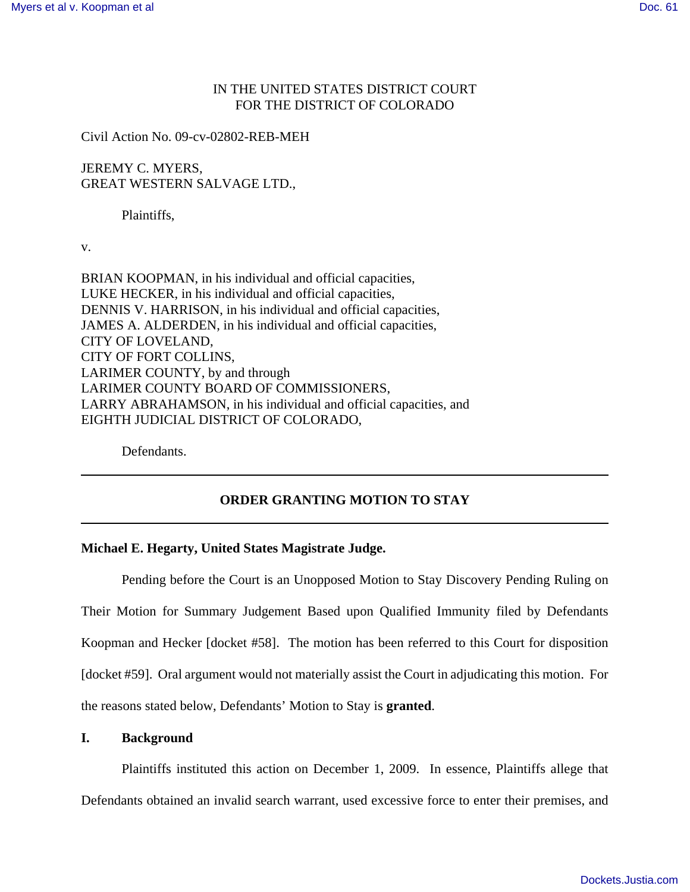IN THE UNITED STATES DISTRICT COURT
FOR THE DISTRICT OF COLORADO

Civil Action No. 09-cv-02802-REB-MEH

JEREMY C. MYERS,
GREAT WESTERN SALVAGE LTD.,

Plaintiffs,

v.

BRIAN KOOPMAN, in his individual and official capacities,
LUKE HECKER, in his individual and official capacities,
DENNIS V. HARRISON, in his individual and official capacities,
JAMES A. ALDERDEN, in his individual and official capacities,
CITY OF LOVELAND,
CITY OF FORT COLLINS,
LARIMER COUNTY, by and through
LARIMER COUNTY BOARD OF COMMISSIONERS,
LARRY ABRAHAMSON, in his individual and official capacities, and
EIGHTH JUDICIAL DISTRICT OF COLORADO,

Defendants.

---

**ORDER GRANTING MOTION TO STAY**

---

**Michael E. Hegarty, United States Magistrate Judge.**

Pending before the Court is an Unopposed Motion to Stay Discovery Pending Ruling on Their Motion for Summary Judgement Based upon Qualified Immunity filed by Defendants Koopman and Hecker [docket #58]. The motion has been referred to this Court for disposition [docket #59]. Oral argument would not materially assist the Court in adjudicating this motion. For the reasons stated below, Defendants' Motion to Stay is **granted**.

## I. Background

Plaintiffs instituted this action on December 1, 2009. In essence, Plaintiffs allege that Defendants obtained an invalid search warrant, used excessive force to enter their premises, and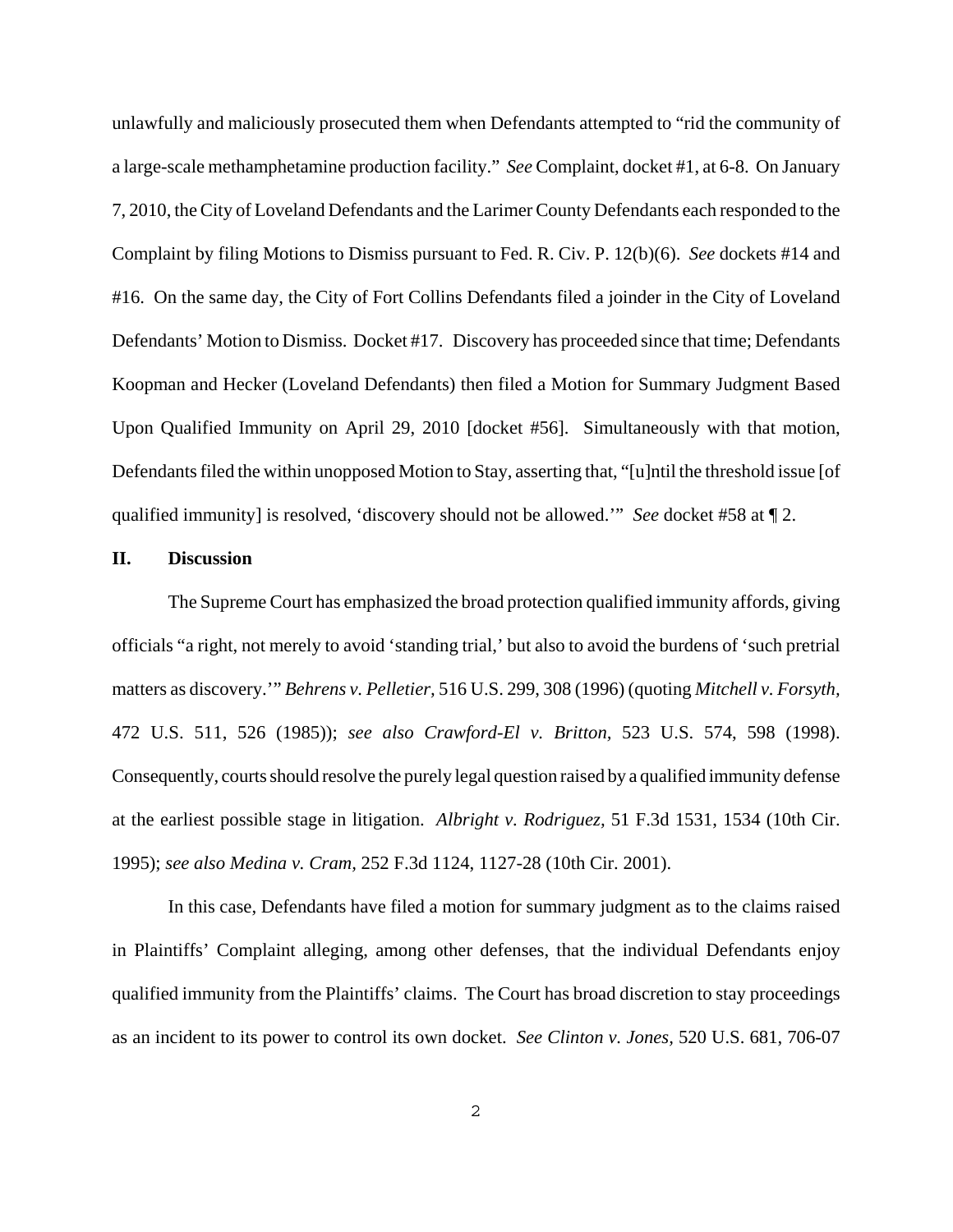unlawfully and maliciously prosecuted them when Defendants attempted to "rid the community of a large-scale methamphetamine production facility." *See* Complaint, docket #1, at 6-8. On January 7, 2010, the City of Loveland Defendants and the Larimer County Defendants each responded to the Complaint by filing Motions to Dismiss pursuant to Fed. R. Civ. P. 12(b)(6). *See* dockets #14 and #16. On the same day, the City of Fort Collins Defendants filed a joinder in the City of Loveland Defendants' Motion to Dismiss. Docket #17. Discovery has proceeded since that time; Defendants Koopman and Hecker (Loveland Defendants) then filed a Motion for Summary Judgment Based Upon Qualified Immunity on April 29, 2010 [docket #56]. Simultaneously with that motion, Defendants filed the within unopposed Motion to Stay, asserting that, "[u]ntil the threshold issue [of qualified immunity] is resolved, 'discovery should not be allowed.'" *See* docket #58 at ¶ 2.

## II. Discussion

The Supreme Court has emphasized the broad protection qualified immunity affords, giving officials "a right, not merely to avoid 'standing trial,' but also to avoid the burdens of 'such pretrial matters as discovery.'" *Behrens v. Pelletier,* 516 U.S. 299, 308 (1996) (quoting *Mitchell v. Forsyth,* 472 U.S. 511, 526 (1985)); *see also Crawford-El v. Britton,* 523 U.S. 574, 598 (1998). Consequently, courts should resolve the purely legal question raised by a qualified immunity defense at the earliest possible stage in litigation. *Albright v. Rodriguez,* 51 F.3d 1531, 1534 (10th Cir. 1995); *see also Medina v. Cram,* 252 F.3d 1124, 1127-28 (10th Cir. 2001).

In this case, Defendants have filed a motion for summary judgment as to the claims raised in Plaintiffs' Complaint alleging, among other defenses, that the individual Defendants enjoy qualified immunity from the Plaintiffs' claims. The Court has broad discretion to stay proceedings as an incident to its power to control its own docket. *See Clinton v. Jones,* 520 U.S. 681, 706-07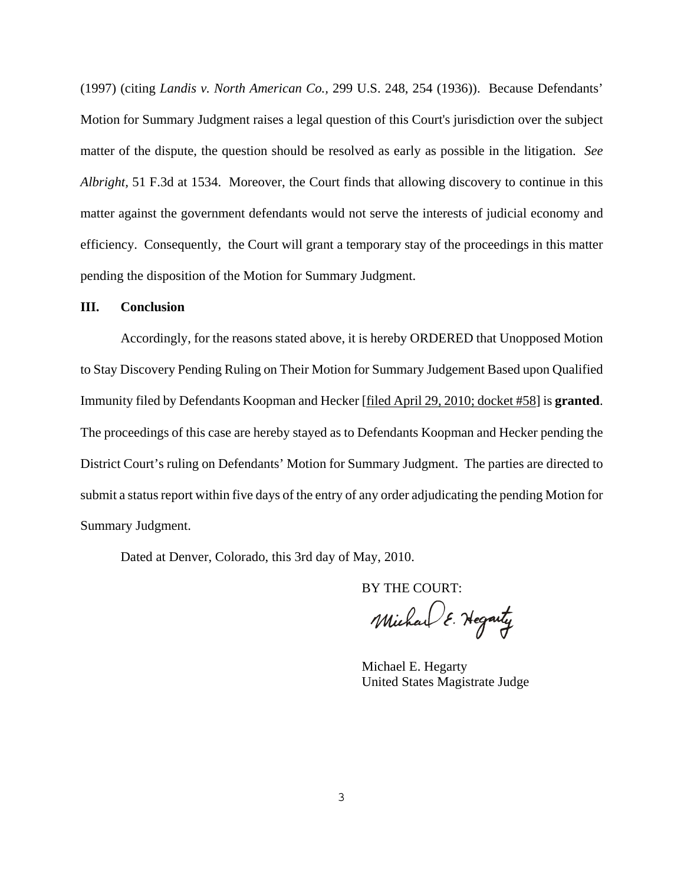(1997) (citing *Landis v. North American Co.*, 299 U.S. 248, 254 (1936)). Because Defendants' Motion for Summary Judgment raises a legal question of this Court's jurisdiction over the subject matter of the dispute, the question should be resolved as early as possible in the litigation. *See Albright*, 51 F.3d at 1534. Moreover, the Court finds that allowing discovery to continue in this matter against the government defendants would not serve the interests of judicial economy and efficiency. Consequently, the Court will grant a temporary stay of the proceedings in this matter pending the disposition of the Motion for Summary Judgment.

## III. Conclusion

Accordingly, for the reasons stated above, it is hereby ORDERED that Unopposed Motion to Stay Discovery Pending Ruling on Their Motion for Summary Judgement Based upon Qualified Immunity filed by Defendants Koopman and Hecker [filed April 29, 2010; docket #58] is **granted**. The proceedings of this case are hereby stayed as to Defendants Koopman and Hecker pending the District Court's ruling on Defendants' Motion for Summary Judgment. The parties are directed to submit a status report within five days of the entry of any order adjudicating the pending Motion for Summary Judgment.

Dated at Denver, Colorado, this 3rd day of May, 2010.

BY THE COURT:

Michael E. Hegarty

Michael E. Hegarty
United States Magistrate Judge